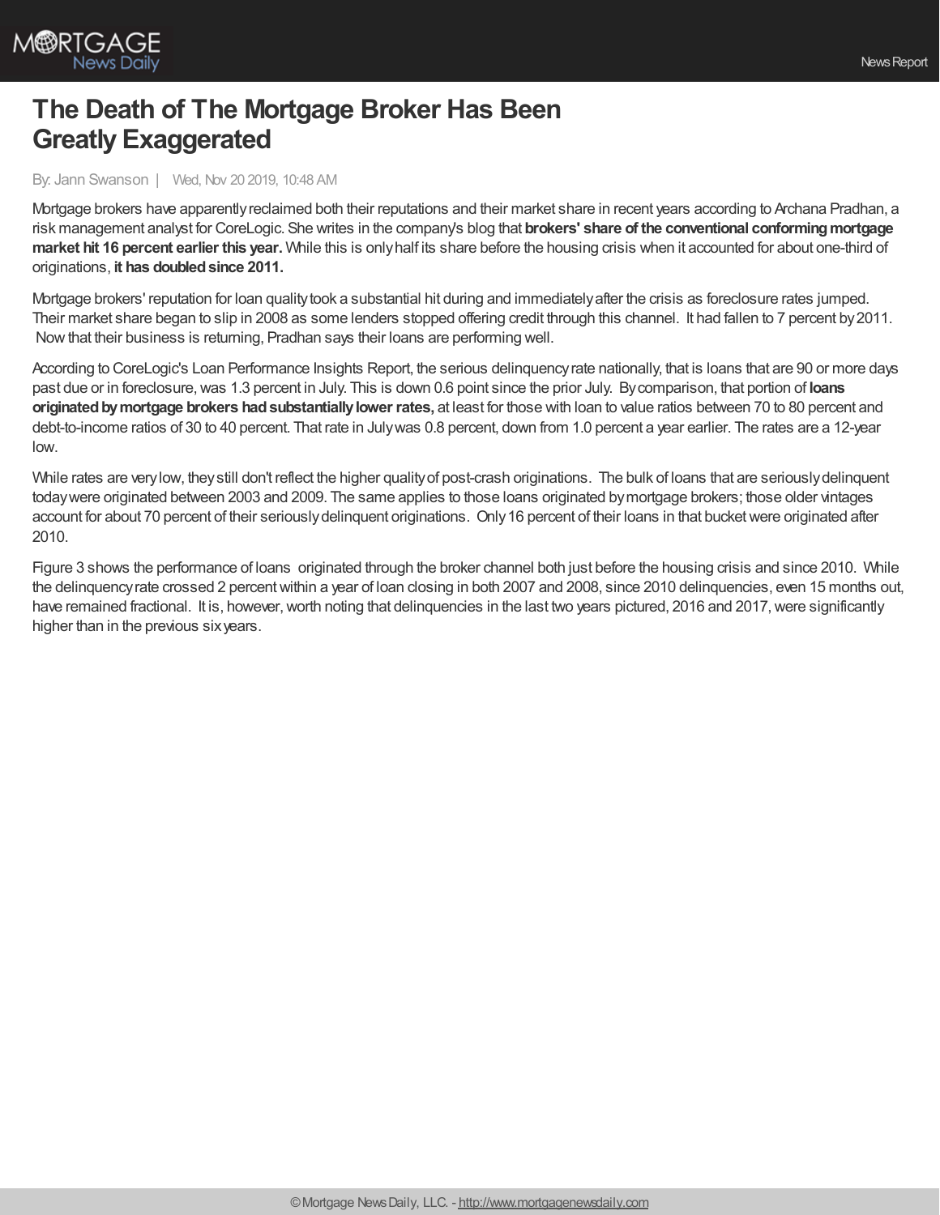# The Death of The Mortgage Broker Has Been Greatly Exaggerated

By: Jann Swanson | Wed, Nov 20 2019, 10:48 AM

Mortgage brokers have apparently reclaimed both their reputations and their market share in recent years according to Archana Pradhan, a risk management analyst for CoreLogic. She writes in the company's blog that **brokers' share of the conventional conforming mortgage market hit 16 percent earlier this year.** While this is only half its share before the housing crisis when it accounted for about one-third of originations, **it has doubled since 2011.**

Mortgage brokers' reputation for loan quality took a substantial hit during and immediately after the crisis as foreclosure rates jumped. Their market share began to slip in 2008 as some lenders stopped offering credit through this channel. It had fallen to 7 percent by 2011. Now that their business is returning, Pradhan says their loans are performing well.

According to CoreLogic's Loan Performance Insights Report, the serious delinquency rate nationally, that is loans that are 90 or more days past due or in foreclosure, was 1.3 percent in July. This is down 0.6 point since the prior July. By comparison, that portion of **loans originated by mortgage brokers had substantially lower rates,** at least for those with loan to value ratios between 70 to 80 percent and debt-to-income ratios of 30 to 40 percent. That rate in July was 0.8 percent, down from 1.0 percent a year earlier. The rates are a 12-year low.

While rates are very low, they still don't reflect the higher quality of post-crash originations. The bulk of loans that are seriously delinquent today were originated between 2003 and 2009. The same applies to those loans originated by mortgage brokers; those older vintages account for about 70 percent of their seriously delinquent originations. Only 16 percent of their loans in that bucket were originated after 2010.

Figure 3 shows the performance of loans originated through the broker channel both just before the housing crisis and since 2010. While the delinquency rate crossed 2 percent within a year of loan closing in both 2007 and 2008, since 2010 delinquencies, even 15 months out, have remained fractional. It is, however, worth noting that delinquencies in the last two years pictured, 2016 and 2017, were significantly higher than in the previous six years.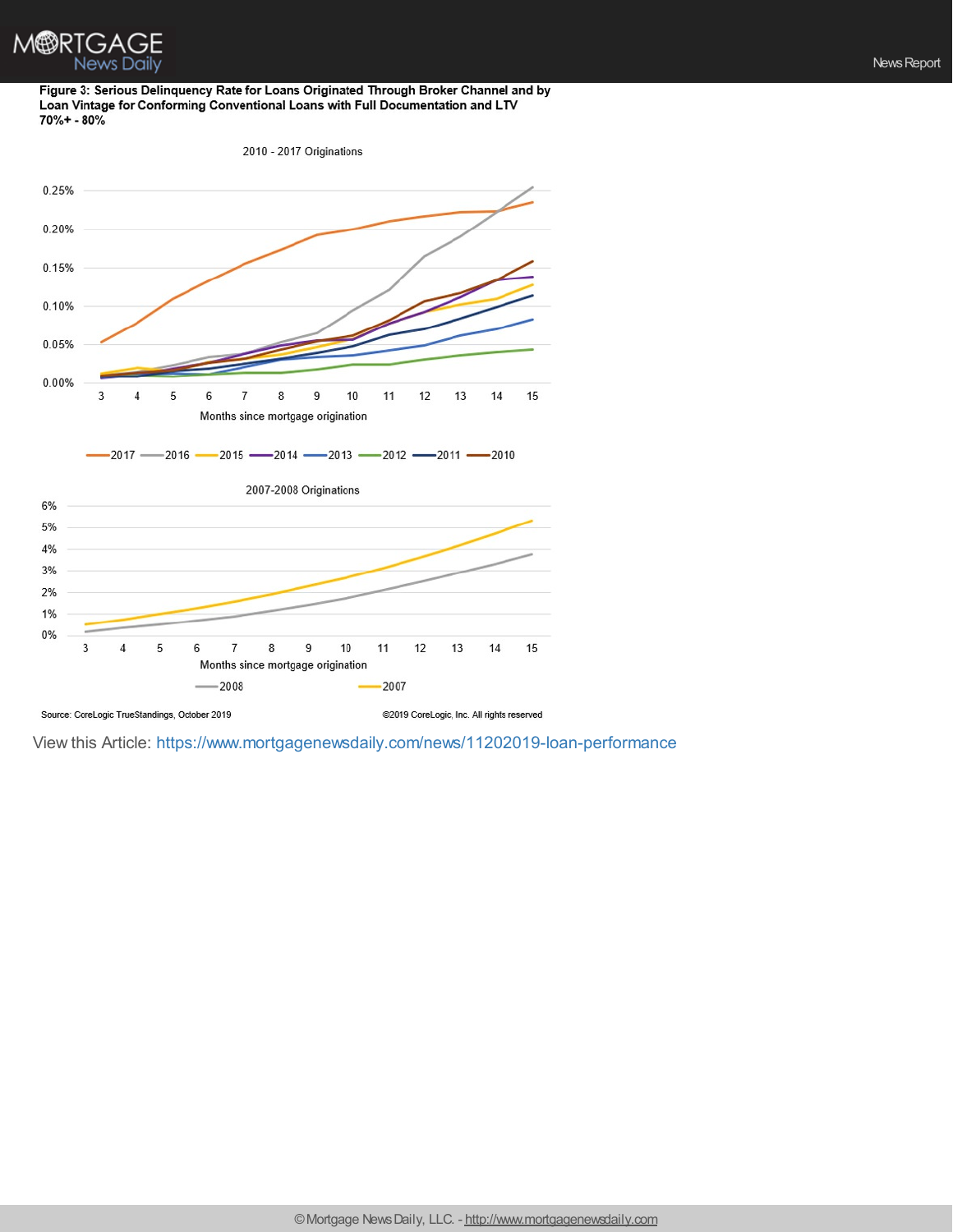**Figure 3: Serious Delinquency Rate for Loans Originated Through Broker Channel and by Loan Vintage for Conforming Conventional Loans with Full Documentation and LTV 70%+ - 80%**

2010 - 2017 Originations

0.25%
0.20%
0.15%
0.10%
0.05%
0.00%

3 4 5 6 7 8 9 10 11 12 13 14 15

Months since mortgage origination

2017 2016 2015 2014 2013 2012 2011 2010

2007-2008 Originations

6%
5%
4%
3%
2%
1%
0%

3 4 5 6 7 8 9 10 11 12 13 14 15

Months since mortgage origination

2008 2007

Source: CoreLogic TrueStandings, October 2019

©2019 CoreLogic, Inc. All rights reserved

View this Article: https://www.mortgagenewsdaily.com/news/11202019-loan-performance